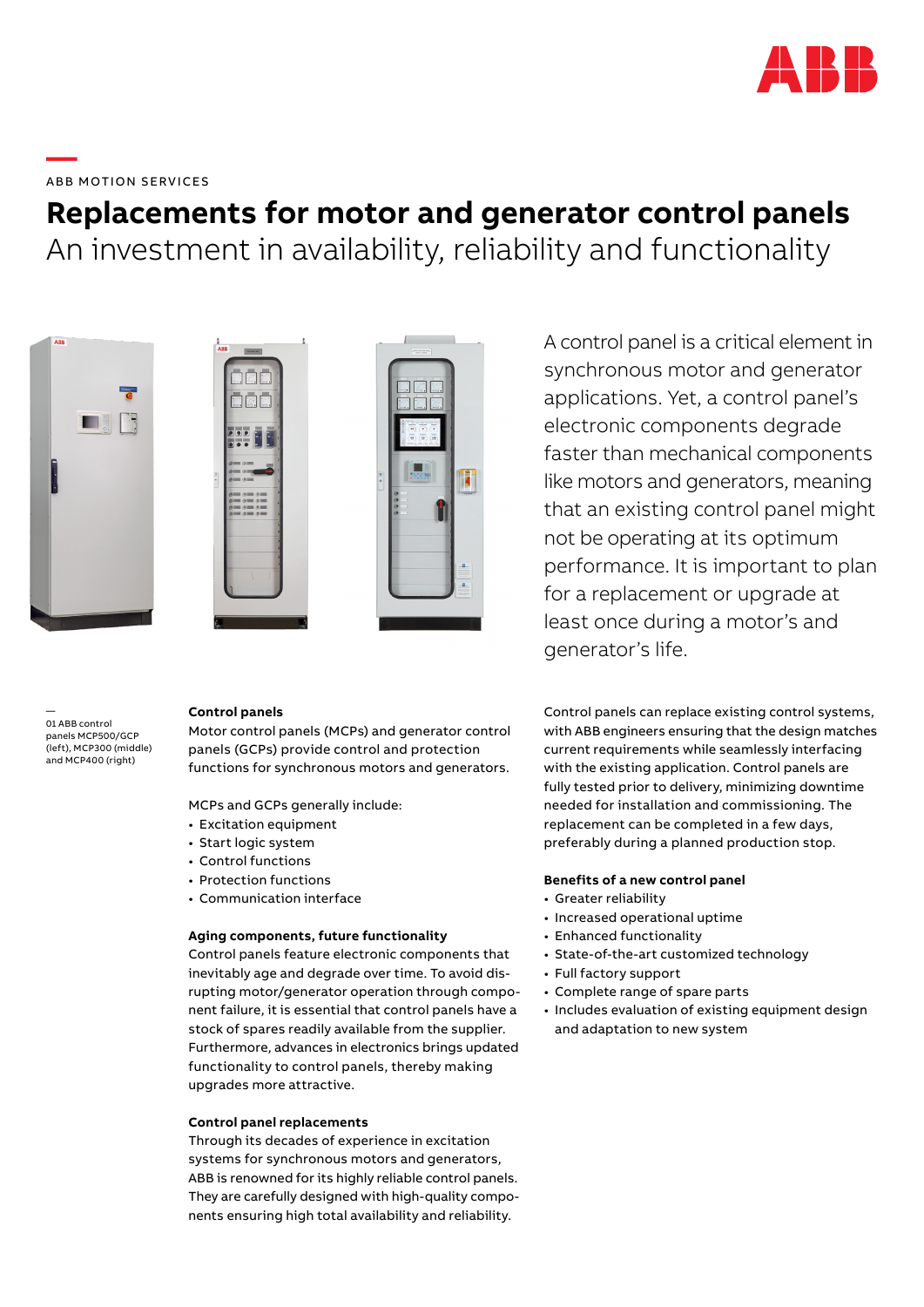ABB MOTION SERVICES

# Replacements for motor and generator control panels

## An investment in availability, reliability and functionality

A control panel is a critical element in synchronous motor and generator applications. Yet, a control panel's electronic components degrade faster than mechanical components like motors and generators, meaning that an existing control panel might not be operating at its optimum performance. It is important to plan for a replacement or upgrade at least once during a motor's and generator's life.

—
01 ABB control panels MCP500/GCP (left), MCP300 (middle) and MCP400 (right)

**Control panels**
Motor control panels (MCPs) and generator control panels (GCPs) provide control and protection functions for synchronous motors and generators.

MCPs and GCPs generally include:

- Excitation equipment
- Start logic system
- Control functions
- Protection functions
- Communication interface

**Aging components, future functionality**
Control panels feature electronic components that inevitably age and degrade over time. To avoid disrupting motor/generator operation through component failure, it is essential that control panels have a stock of spares readily available from the supplier. Furthermore, advances in electronics brings updated functionality to control panels, thereby making upgrades more attractive.

**Control panel replacements**
Through its decades of experience in excitation systems for synchronous motors and generators, ABB is renowned for its highly reliable control panels. They are carefully designed with high-quality components ensuring high total availability and reliability.

Control panels can replace existing control systems, with ABB engineers ensuring that the design matches current requirements while seamlessly interfacing with the existing application. Control panels are fully tested prior to delivery, minimizing downtime needed for installation and commissioning. The replacement can be completed in a few days, preferably during a planned production stop.

**Benefits of a new control panel**

- Greater reliability
- Increased operational uptime
- Enhanced functionality
- State-of-the-art customized technology
- Full factory support
- Complete range of spare parts
- Includes evaluation of existing equipment design and adaptation to new system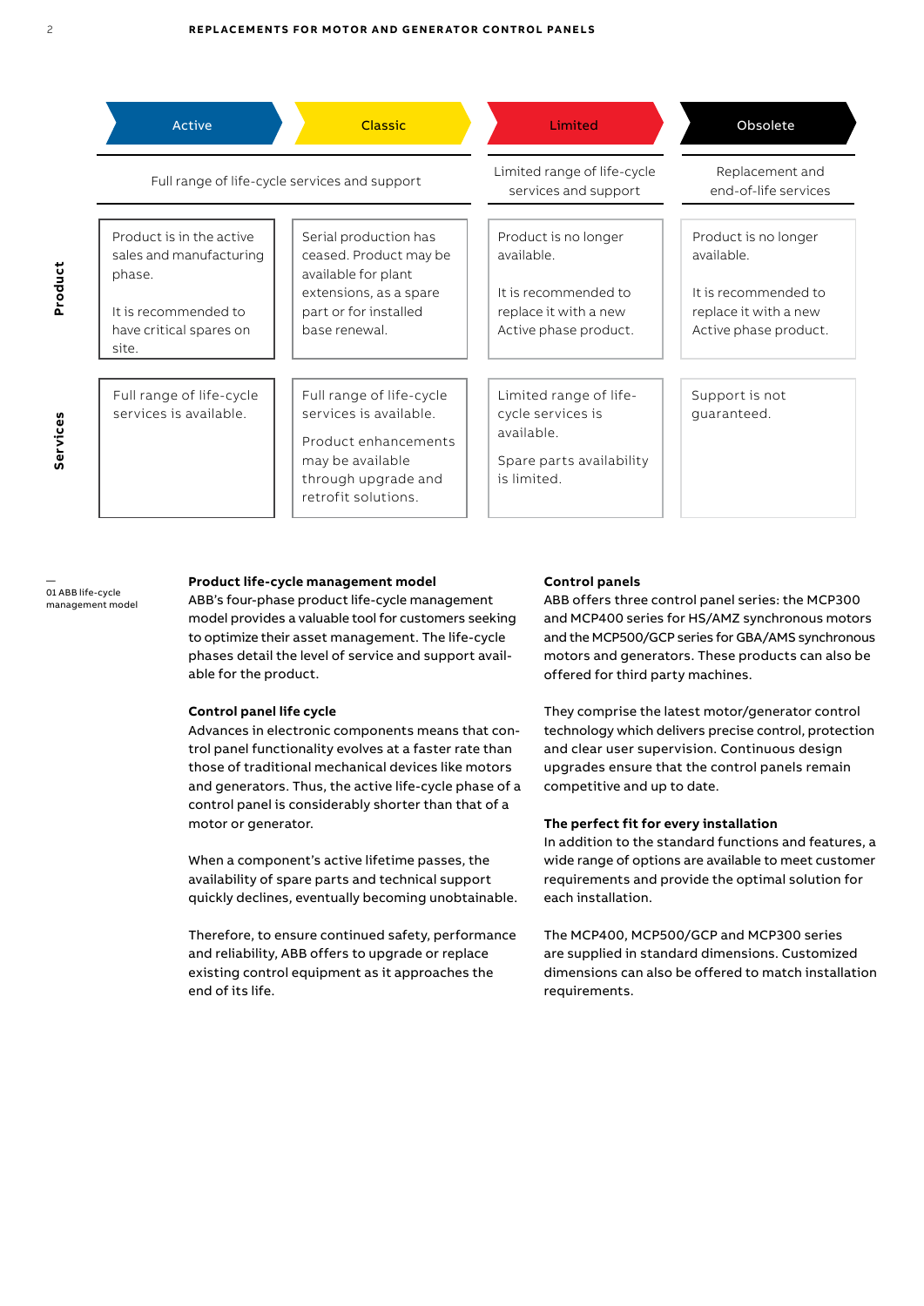| Active | Classic | Limited | Obsolete |
| --- | --- | --- | --- |
| Full range of life-cycle services and support | | Limited range of life-cycle services and support | Replacement and end-of-life services |
| **Product** | | | |
| Product is in the active sales and manufacturing phase. It is recommended to have critical spares on site. | Serial production has ceased. Product may be available for plant extensions, as a spare part or for installed base renewal. | Product is no longer available. It is recommended to replace it with a new Active phase product. | Product is no longer available. It is recommended to replace it with a new Active phase product. |
| **Services** | | | |
| Full range of life-cycle services is available. | Full range of life-cycle services is available. Product enhancements may be available through upgrade and retrofit solutions. | Limited range of life-cycle services is available. Spare parts availability is limited. | Support is not guaranteed. |

—
01 ABB life-cycle management model

### Product life-cycle management model

ABB's four-phase product life-cycle management model provides a valuable tool for customers seeking to optimize their asset management. The life-cycle phases detail the level of service and support available for the product.

### Control panel life cycle

Advances in electronic components means that control panel functionality evolves at a faster rate than those of traditional mechanical devices like motors and generators. Thus, the active life-cycle phase of a control panel is considerably shorter than that of a motor or generator.

When a component's active lifetime passes, the availability of spare parts and technical support quickly declines, eventually becoming unobtainable.

Therefore, to ensure continued safety, performance and reliability, ABB offers to upgrade or replace existing control equipment as it approaches the end of its life.

### Control panels

ABB offers three control panel series: the MCP300 and MCP400 series for HS/AMZ synchronous motors and the MCP500/GCP series for GBA/AMS synchronous motors and generators. These products can also be offered for third party machines.

They comprise the latest motor/generator control technology which delivers precise control, protection and clear user supervision. Continuous design upgrades ensure that the control panels remain competitive and up to date.

### The perfect fit for every installation

In addition to the standard functions and features, a wide range of options are available to meet customer requirements and provide the optimal solution for each installation.

The MCP400, MCP500/GCP and MCP300 series are supplied in standard dimensions. Customized dimensions can also be offered to match installation requirements.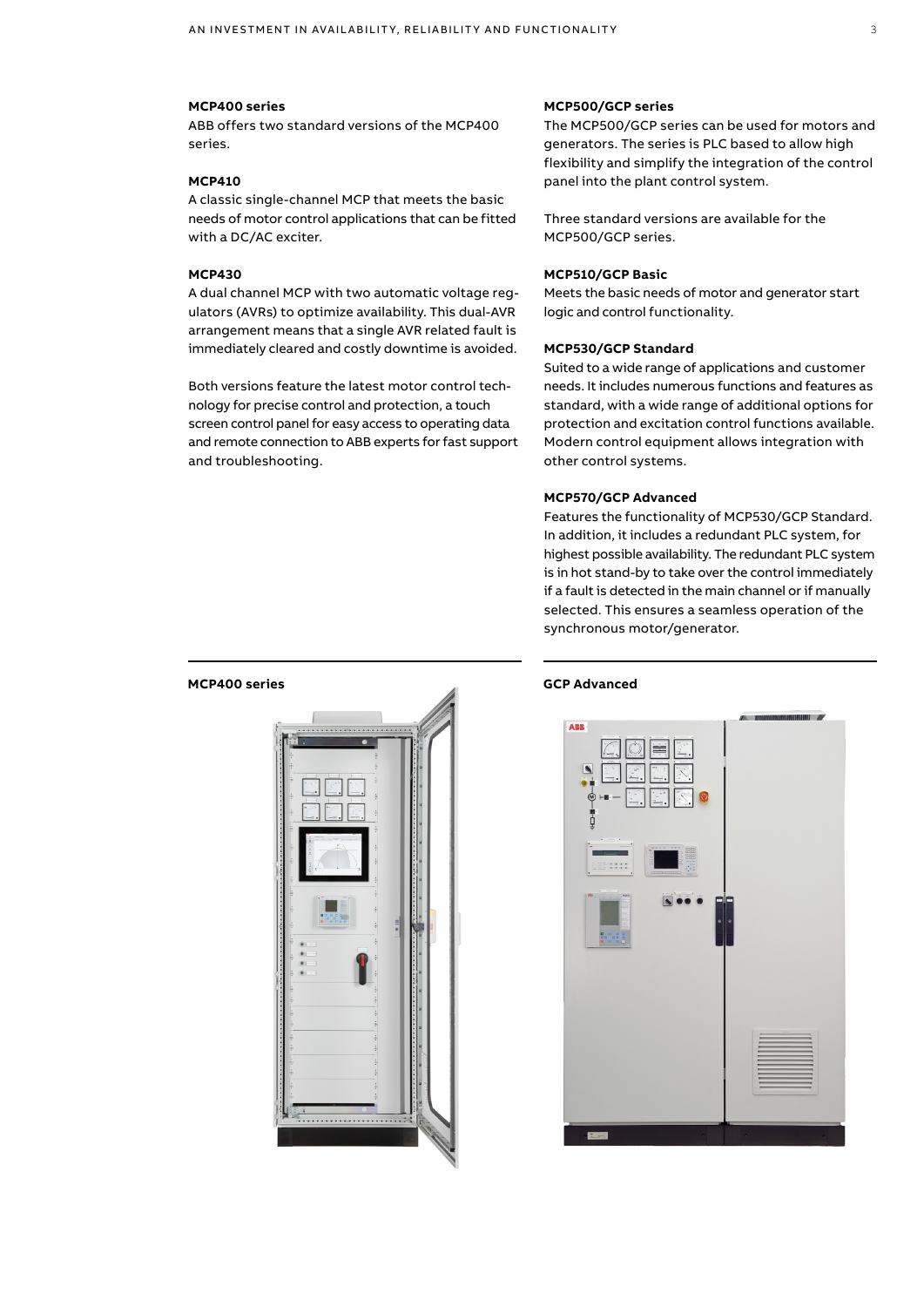### MCP400 series

ABB offers two standard versions of the MCP400 series.

### MCP410

A classic single-channel MCP that meets the basic needs of motor control applications that can be fitted with a DC/AC exciter.

### MCP430

A dual channel MCP with two automatic voltage regulators (AVRs) to optimize availability. This dual-AVR arrangement means that a single AVR related fault is immediately cleared and costly downtime is avoided.

Both versions feature the latest motor control technology for precise control and protection, a touch screen control panel for easy access to operating data and remote connection to ABB experts for fast support and troubleshooting.

### MCP500/GCP series

The MCP500/GCP series can be used for motors and generators. The series is PLC based to allow high flexibility and simplify the integration of the control panel into the plant control system.

Three standard versions are available for the MCP500/GCP series.

### MCP510/GCP Basic

Meets the basic needs of motor and generator start logic and control functionality.

### MCP530/GCP Standard

Suited to a wide range of applications and customer needs. It includes numerous functions and features as standard, with a wide range of additional options for protection and excitation control functions available. Modern control equipment allows integration with other control systems.

### MCP570/GCP Advanced

Features the functionality of MCP530/GCP Standard. In addition, it includes a redundant PLC system, for highest possible availability. The redundant PLC system is in hot stand-by to take over the control immediately if a fault is detected in the main channel or if manually selected. This ensures a seamless operation of the synchronous motor/generator.

**MCP400 series**

**GCP Advanced**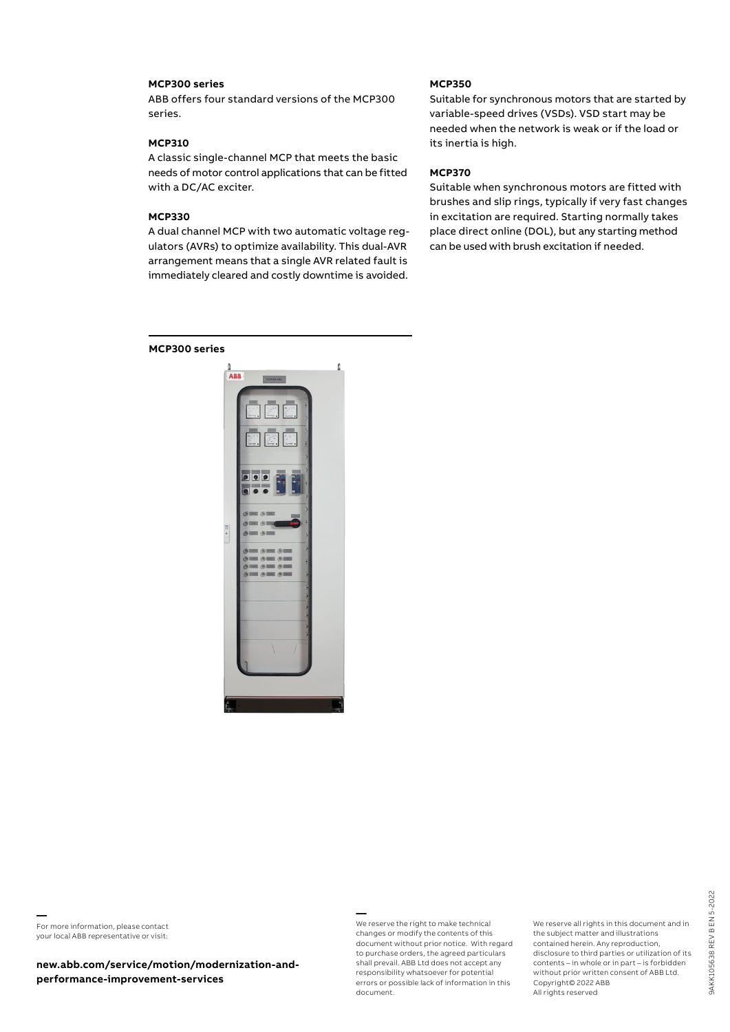**MCP300 series**

ABB offers four standard versions of the MCP300 series.

**MCP310**

A classic single-channel MCP that meets the basic needs of motor control applications that can be fitted with a DC/AC exciter.

**MCP330**

A dual channel MCP with two automatic voltage regulators (AVRs) to optimize availability. This dual-AVR arrangement means that a single AVR related fault is immediately cleared and costly downtime is avoided.

**MCP350**

Suitable for synchronous motors that are started by variable-speed drives (VSDs). VSD start may be needed when the network is weak or if the load or its inertia is high.

**MCP370**

Suitable when synchronous motors are fitted with brushes and slip rings, typically if very fast changes in excitation are required. Starting normally takes place direct online (DOL), but any starting method can be used with brush excitation if needed.

**MCP300 series**

—

For more information, please contact your local ABB representative or visit:

**new.abb.com/service/motion/modernization-and-performance-improvement-services**

—

We reserve the right to make technical changes or modify the contents of this document without prior notice. With regard to purchase orders, the agreed particulars shall prevail. ABB Ltd does not accept any responsibility whatsoever for potential errors or possible lack of information in this document.

We reserve all rights in this document and in the subject matter and illustrations contained herein. Any reproduction, disclosure to third parties or utilization of its contents – in whole or in part – is forbidden without prior written consent of ABB Ltd.
Copyright© 2022 ABB
All rights reserved

9AKK105638 REV B EN 5-2022